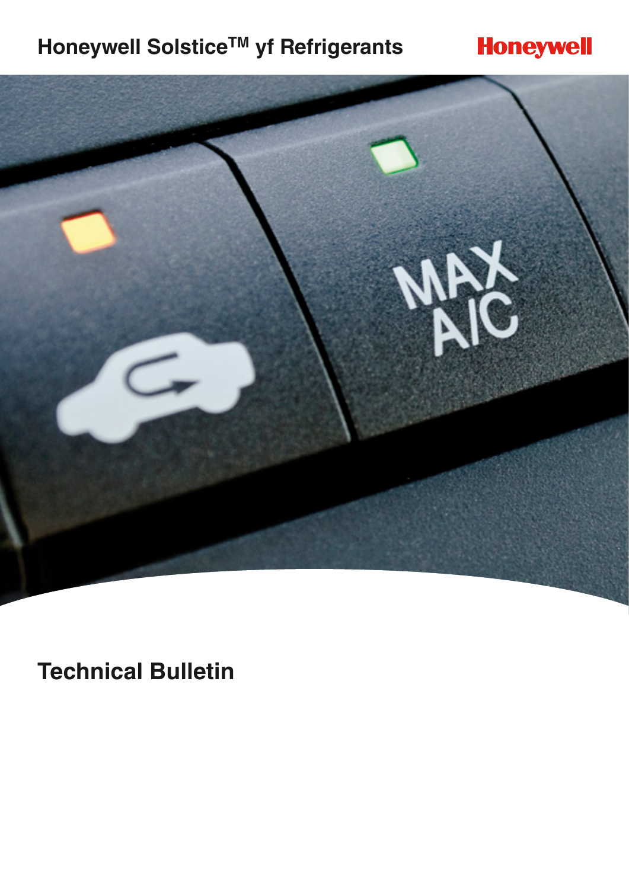# Honeywell Solstice$^{TM}$ yf Refrigerants

Honeywell

# Technical Bulletin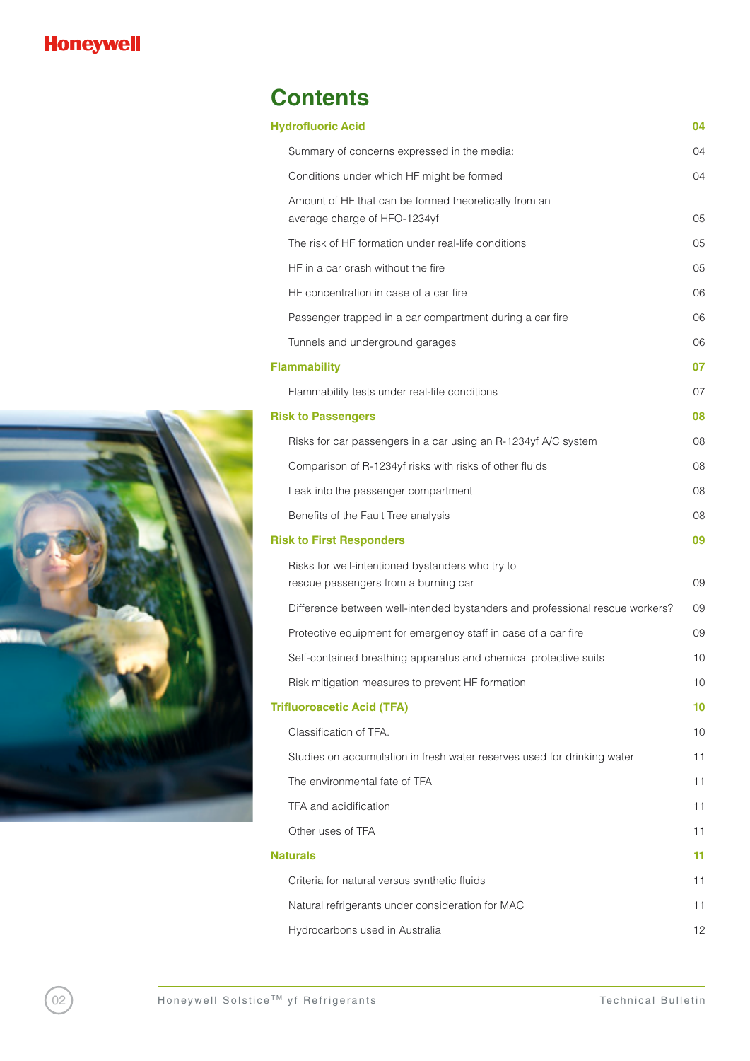# Contents

| | |
|---|---|
| **Hydrofluoric Acid** | **04** |
| Summary of concerns expressed in the media: | 04 |
| Conditions under which HF might be formed | 04 |
| Amount of HF that can be formed theoretically from an average charge of HFO-1234yf | 05 |
| The risk of HF formation under real-life conditions | 05 |
| HF in a car crash without the fire | 05 |
| HF concentration in case of a car fire | 06 |
| Passenger trapped in a car compartment during a car fire | 06 |
| Tunnels and underground garages | 06 |
| **Flammability** | **07** |
| Flammability tests under real-life conditions | 07 |
| **Risk to Passengers** | **08** |
| Risks for car passengers in a car using an R-1234yf A/C system | 08 |
| Comparison of R-1234yf risks with risks of other fluids | 08 |
| Leak into the passenger compartment | 08 |
| Benefits of the Fault Tree analysis | 08 |
| **Risk to First Responders** | **09** |
| Risks for well-intentioned bystanders who try to rescue passengers from a burning car | 09 |
| Difference between well-intended bystanders and professional rescue workers? | 09 |
| Protective equipment for emergency staff in case of a car fire | 09 |
| Self-contained breathing apparatus and chemical protective suits | 10 |
| Risk mitigation measures to prevent HF formation | 10 |
| **Trifluoroacetic Acid (TFA)** | **10** |
| Classification of TFA. | 10 |
| Studies on accumulation in fresh water reserves used for drinking water | 11 |
| The environmental fate of TFA | 11 |
| TFA and acidification | 11 |
| Other uses of TFA | 11 |
| **Naturals** | **11** |
| Criteria for natural versus synthetic fluids | 11 |
| Natural refrigerants under consideration for MAC | 11 |
| Hydrocarbons used in Australia | 12 |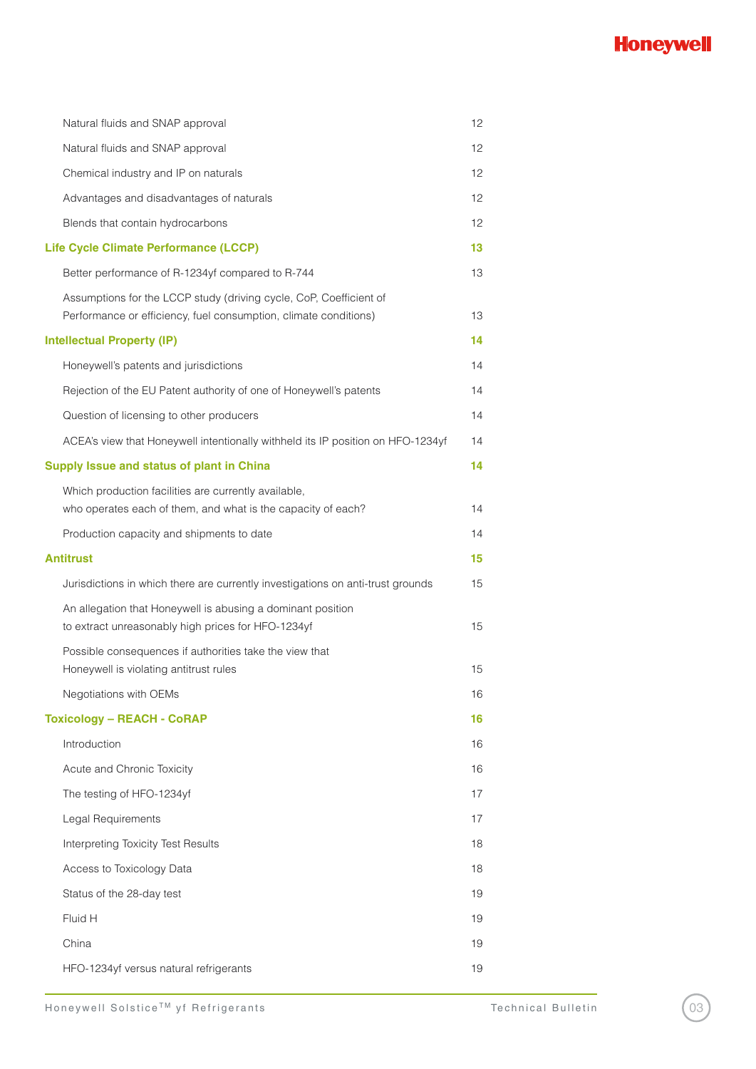| | |
|---|---|
| Natural fluids and SNAP approval | 12 |
| Natural fluids and SNAP approval | 12 |
| Chemical industry and IP on naturals | 12 |
| Advantages and disadvantages of naturals | 12 |
| Blends that contain hydrocarbons | 12 |
| **Life Cycle Climate Performance (LCCP)** | **13** |
| Better performance of R-1234yf compared to R-744 | 13 |
| Assumptions for the LCCP study (driving cycle, CoP, Coefficient of Performance or efficiency, fuel consumption, climate conditions) | 13 |
| **Intellectual Property (IP)** | **14** |
| Honeywell's patents and jurisdictions | 14 |
| Rejection of the EU Patent authority of one of Honeywell's patents | 14 |
| Question of licensing to other producers | 14 |
| ACEA's view that Honeywell intentionally withheld its IP position on HFO-1234yf | 14 |
| **Supply Issue and status of plant in China** | **14** |
| Which production facilities are currently available, who operates each of them, and what is the capacity of each? | 14 |
| Production capacity and shipments to date | 14 |
| **Antitrust** | **15** |
| Jurisdictions in which there are currently investigations on anti-trust grounds | 15 |
| An allegation that Honeywell is abusing a dominant position to extract unreasonably high prices for HFO-1234yf | 15 |
| Possible consequences if authorities take the view that Honeywell is violating antitrust rules | 15 |
| Negotiations with OEMs | 16 |
| **Toxicology – REACH - CoRAP** | **16** |
| Introduction | 16 |
| Acute and Chronic Toxicity | 16 |
| The testing of HFO-1234yf | 17 |
| Legal Requirements | 17 |
| Interpreting Toxicity Test Results | 18 |
| Access to Toxicology Data | 18 |
| Status of the 28-day test | 19 |
| Fluid H | 19 |
| China | 19 |
| HFO-1234yf versus natural refrigerants | 19 |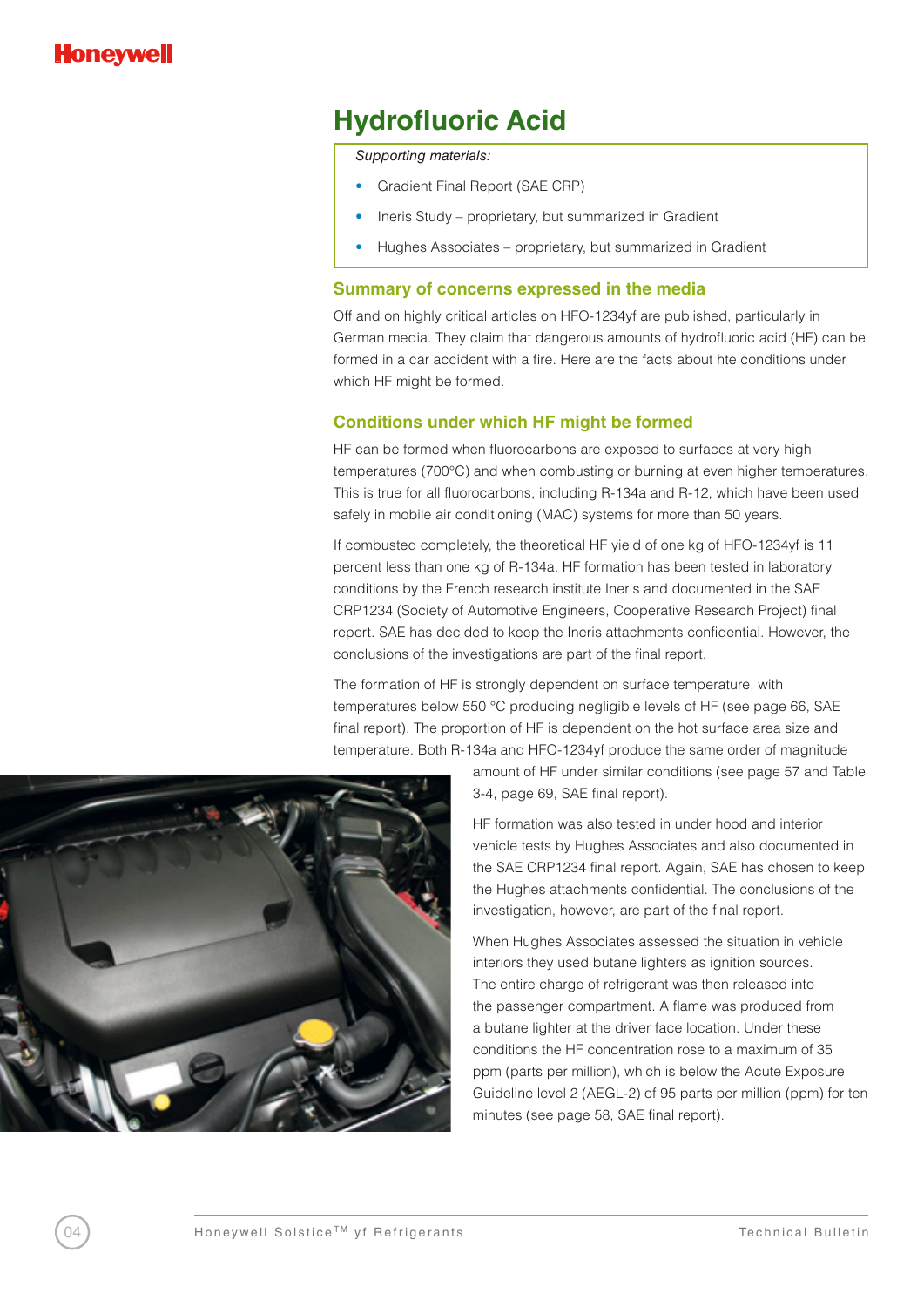# Hydrofluoric Acid

*Supporting materials:*

- Gradient Final Report (SAE CRP)
- Ineris Study – proprietary, but summarized in Gradient
- Hughes Associates – proprietary, but summarized in Gradient

## Summary of concerns expressed in the media

Off and on highly critical articles on HFO-1234yf are published, particularly in German media. They claim that dangerous amounts of hydrofluoric acid (HF) can be formed in a car accident with a fire. Here are the facts about hte conditions under which HF might be formed.

## Conditions under which HF might be formed

HF can be formed when fluorocarbons are exposed to surfaces at very high temperatures (700°C) and when combusting or burning at even higher temperatures. This is true for all fluorocarbons, including R-134a and R-12, which have been used safely in mobile air conditioning (MAC) systems for more than 50 years.

If combusted completely, the theoretical HF yield of one kg of HFO-1234yf is 11 percent less than one kg of R-134a. HF formation has been tested in laboratory conditions by the French research institute Ineris and documented in the SAE CRP1234 (Society of Automotive Engineers, Cooperative Research Project) final report. SAE has decided to keep the Ineris attachments confidential. However, the conclusions of the investigations are part of the final report.

The formation of HF is strongly dependent on surface temperature, with temperatures below 550 °C producing negligible levels of HF (see page 66, SAE final report). The proportion of HF is dependent on the hot surface area size and temperature. Both R-134a and HFO-1234yf produce the same order of magnitude amount of HF under similar conditions (see page 57 and Table 3-4, page 69, SAE final report).

HF formation was also tested in under hood and interior vehicle tests by Hughes Associates and also documented in the SAE CRP1234 final report. Again, SAE has chosen to keep the Hughes attachments confidential. The conclusions of the investigation, however, are part of the final report.

When Hughes Associates assessed the situation in vehicle interiors they used butane lighters as ignition sources. The entire charge of refrigerant was then released into the passenger compartment. A flame was produced from a butane lighter at the driver face location. Under these conditions the HF concentration rose to a maximum of 35 ppm (parts per million), which is below the Acute Exposure Guideline level 2 (AEGL-2) of 95 parts per million (ppm) for ten minutes (see page 58, SAE final report).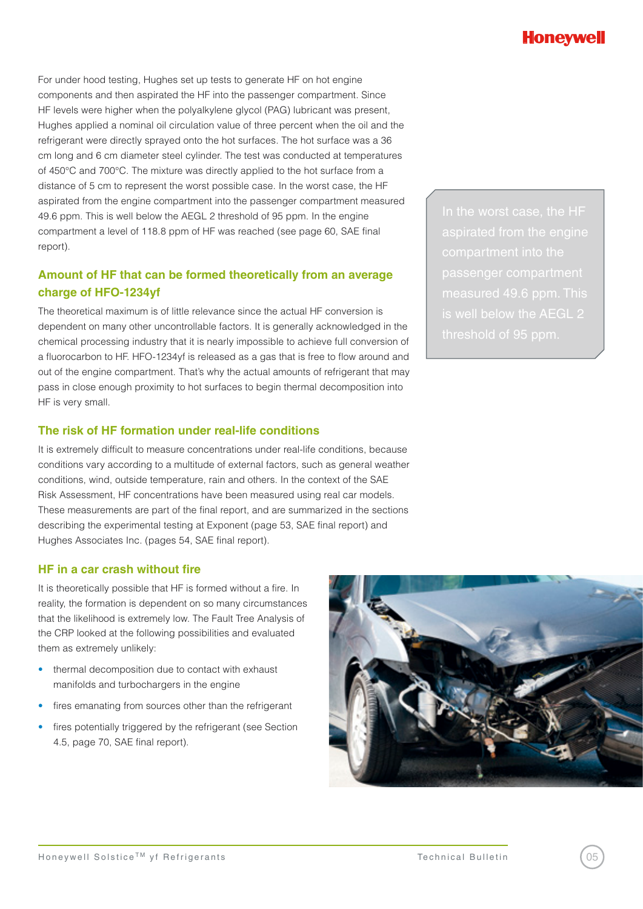For under hood testing, Hughes set up tests to generate HF on hot engine components and then aspirated the HF into the passenger compartment. Since HF levels were higher when the polyalkylene glycol (PAG) lubricant was present, Hughes applied a nominal oil circulation value of three percent when the oil and the refrigerant were directly sprayed onto the hot surfaces. The hot surface was a 36 cm long and 6 cm diameter steel cylinder. The test was conducted at temperatures of 450°C and 700°C. The mixture was directly applied to the hot surface from a distance of 5 cm to represent the worst possible case. In the worst case, the HF aspirated from the engine compartment into the passenger compartment measured 49.6 ppm. This is well below the AEGL 2 threshold of 95 ppm. In the engine compartment a level of 118.8 ppm of HF was reached (see page 60, SAE final report).

> In the worst case, the HF aspirated from the engine compartment into the passenger compartment measured 49.6 ppm. This is well below the AEGL 2 threshold of 95 ppm.

## Amount of HF that can be formed theoretically from an average charge of HFO-1234yf

The theoretical maximum is of little relevance since the actual HF conversion is dependent on many other uncontrollable factors. It is generally acknowledged in the chemical processing industry that it is nearly impossible to achieve full conversion of a fluorocarbon to HF. HFO-1234yf is released as a gas that is free to flow around and out of the engine compartment. That's why the actual amounts of refrigerant that may pass in close enough proximity to hot surfaces to begin thermal decomposition into HF is very small.

## The risk of HF formation under real-life conditions

It is extremely difficult to measure concentrations under real-life conditions, because conditions vary according to a multitude of external factors, such as general weather conditions, wind, outside temperature, rain and others. In the context of the SAE Risk Assessment, HF concentrations have been measured using real car models. These measurements are part of the final report, and are summarized in the sections describing the experimental testing at Exponent (page 53, SAE final report) and Hughes Associates Inc. (pages 54, SAE final report).

## HF in a car crash without fire

It is theoretically possible that HF is formed without a fire. In reality, the formation is dependent on so many circumstances that the likelihood is extremely low. The Fault Tree Analysis of the CRP looked at the following possibilities and evaluated them as extremely unlikely:

- thermal decomposition due to contact with exhaust manifolds and turbochargers in the engine
- fires emanating from sources other than the refrigerant
- fires potentially triggered by the refrigerant (see Section 4.5, page 70, SAE final report).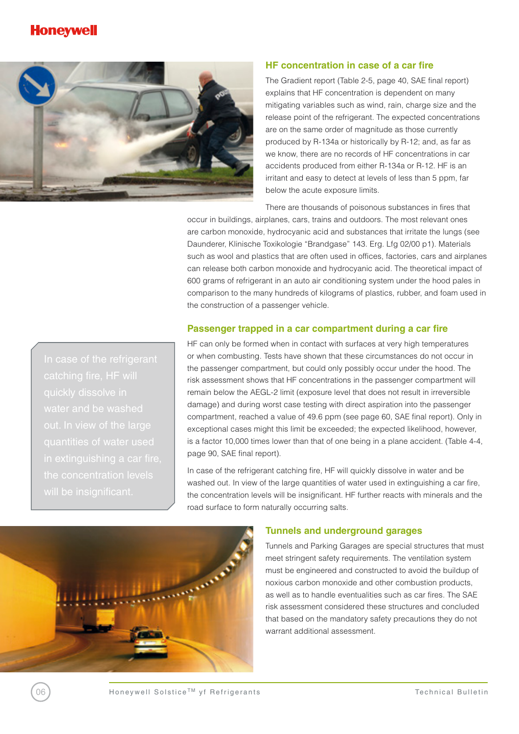## HF concentration in case of a car fire

The Gradient report (Table 2-5, page 40, SAE final report) explains that HF concentration is dependent on many mitigating variables such as wind, rain, charge size and the release point of the refrigerant. The expected concentrations are on the same order of magnitude as those currently produced by R-134a or historically by R-12; and, as far as we know, there are no records of HF concentrations in car accidents produced from either R-134a or R-12. HF is an irritant and easy to detect at levels of less than 5 ppm, far below the acute exposure limits.

There are thousands of poisonous substances in fires that occur in buildings, airplanes, cars, trains and outdoors. The most relevant ones are carbon monoxide, hydrocyanic acid and substances that irritate the lungs (see Daunderer, Klinische Toxikologie "Brandgase" 143. Erg. Lfg 02/00 p1). Materials such as wool and plastics that are often used in offices, factories, cars and airplanes can release both carbon monoxide and hydrocyanic acid. The theoretical impact of 600 grams of refrigerant in an auto air conditioning system under the hood pales in comparison to the many hundreds of kilograms of plastics, rubber, and foam used in the construction of a passenger vehicle.

## Passenger trapped in a car compartment during a car fire

HF can only be formed when in contact with surfaces at very high temperatures or when combusting. Tests have shown that these circumstances do not occur in the passenger compartment, but could only possibly occur under the hood. The risk assessment shows that HF concentrations in the passenger compartment will remain below the AEGL-2 limit (exposure level that does not result in irreversible damage) and during worst case testing with direct aspiration into the passenger compartment, reached a value of 49.6 ppm (see page 60, SAE final report). Only in exceptional cases might this limit be exceeded; the expected likelihood, however, is a factor 10,000 times lower than that of one being in a plane accident. (Table 4-4, page 90, SAE final report).

In case of the refrigerant catching fire, HF will quickly dissolve in water and be washed out. In view of the large quantities of water used in extinguishing a car fire, the concentration levels will be insignificant. HF further reacts with minerals and the road surface to form naturally occurring salts.

> In case of the refrigerant catching fire, HF will quickly dissolve in water and be washed out. In view of the large quantities of water used in extinguishing a car fire, the concentration levels will be insignificant.

## Tunnels and underground garages

Tunnels and Parking Garages are special structures that must meet stringent safety requirements. The ventilation system must be engineered and constructed to avoid the buildup of noxious carbon monoxide and other combustion products, as well as to handle eventualities such as car fires. The SAE risk assessment considered these structures and concluded that based on the mandatory safety precautions they do not warrant additional assessment.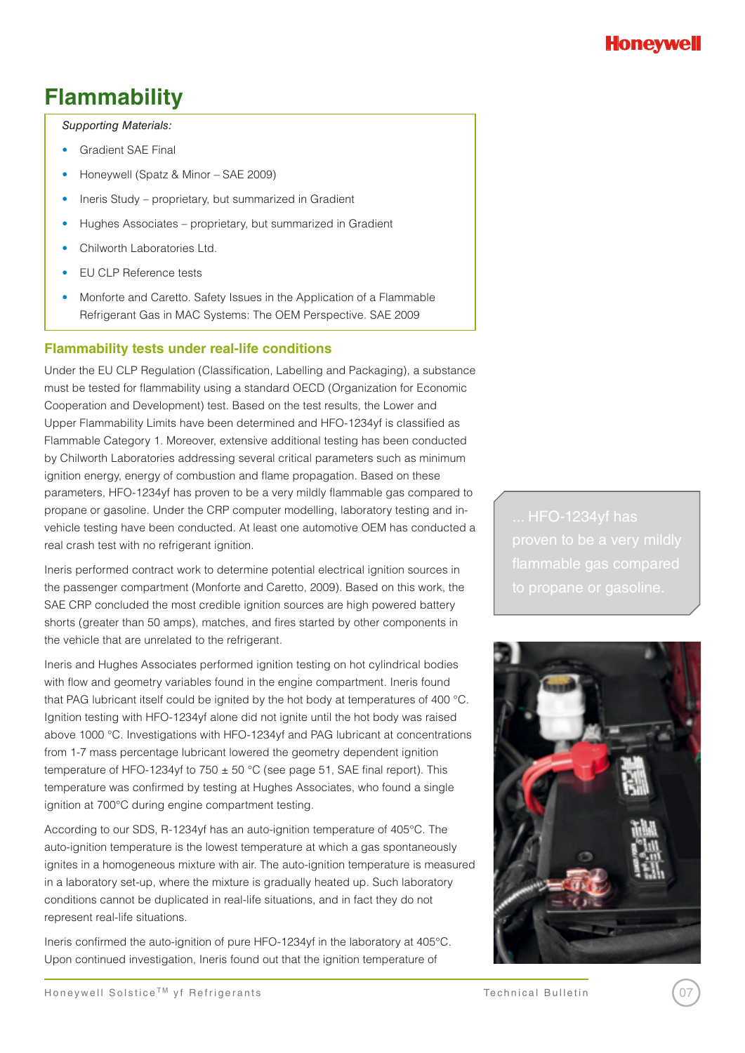# Flammability

*Supporting Materials:*

- Gradient SAE Final
- Honeywell (Spatz & Minor – SAE 2009)
- Ineris Study – proprietary, but summarized in Gradient
- Hughes Associates – proprietary, but summarized in Gradient
- Chilworth Laboratories Ltd.
- EU CLP Reference tests
- Monforte and Caretto. Safety Issues in the Application of a Flammable Refrigerant Gas in MAC Systems: The OEM Perspective. SAE 2009

## Flammability tests under real-life conditions

Under the EU CLP Regulation (Classification, Labelling and Packaging), a substance must be tested for flammability using a standard OECD (Organization for Economic Cooperation and Development) test. Based on the test results, the Lower and Upper Flammability Limits have been determined and HFO-1234yf is classified as Flammable Category 1. Moreover, extensive additional testing has been conducted by Chilworth Laboratories addressing several critical parameters such as minimum ignition energy, energy of combustion and flame propagation. Based on these parameters, HFO-1234yf has proven to be a very mildly flammable gas compared to propane or gasoline. Under the CRP computer modelling, laboratory testing and in-vehicle testing have been conducted. At least one automotive OEM has conducted a real crash test with no refrigerant ignition.

Ineris performed contract work to determine potential electrical ignition sources in the passenger compartment (Monforte and Caretto, 2009). Based on this work, the SAE CRP concluded the most credible ignition sources are high powered battery shorts (greater than 50 amps), matches, and fires started by other components in the vehicle that are unrelated to the refrigerant.

Ineris and Hughes Associates performed ignition testing on hot cylindrical bodies with flow and geometry variables found in the engine compartment. Ineris found that PAG lubricant itself could be ignited by the hot body at temperatures of 400 °C. Ignition testing with HFO-1234yf alone did not ignite until the hot body was raised above 1000 °C. Investigations with HFO-1234yf and PAG lubricant at concentrations from 1-7 mass percentage lubricant lowered the geometry dependent ignition temperature of HFO-1234yf to 750 ± 50 °C (see page 51, SAE final report). This temperature was confirmed by testing at Hughes Associates, who found a single ignition at 700°C during engine compartment testing.

According to our SDS, R-1234yf has an auto-ignition temperature of 405°C. The auto-ignition temperature is the lowest temperature at which a gas spontaneously ignites in a homogeneous mixture with air. The auto-ignition temperature is measured in a laboratory set-up, where the mixture is gradually heated up. Such laboratory conditions cannot be duplicated in real-life situations, and in fact they do not represent real-life situations.

Ineris confirmed the auto-ignition of pure HFO-1234yf in the laboratory at 405°C. Upon continued investigation, Ineris found out that the ignition temperature of

... HFO-1234yf has proven to be a very mildly flammable gas compared to propane or gasoline.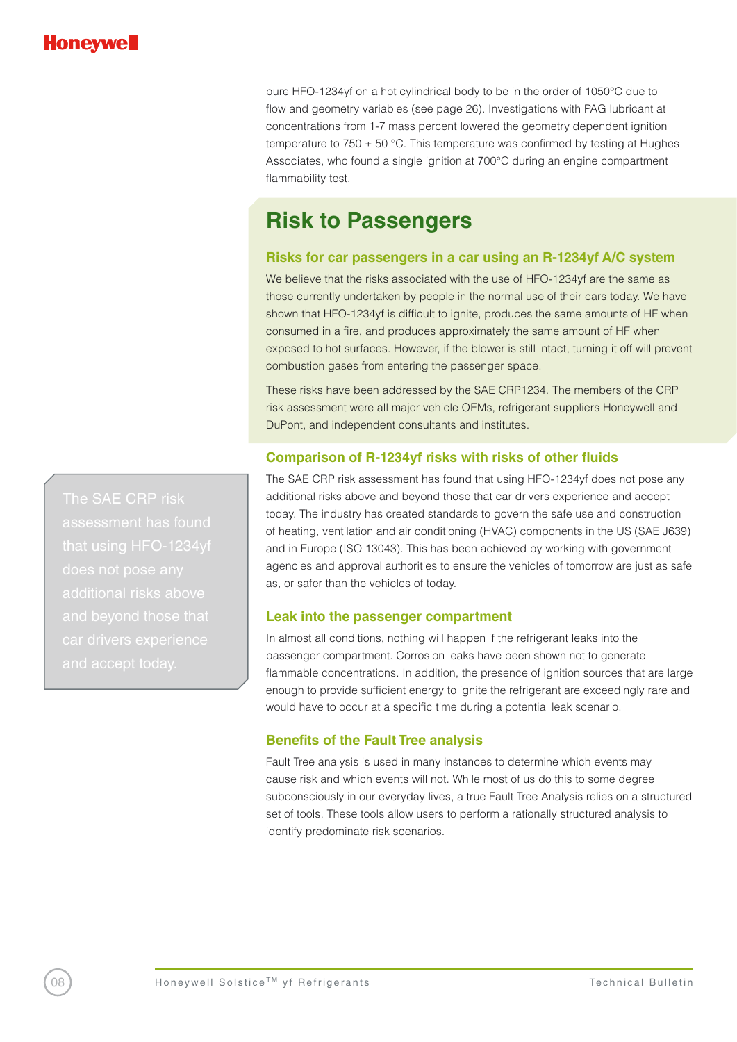pure HFO-1234yf on a hot cylindrical body to be in the order of 1050°C due to flow and geometry variables (see page 26). Investigations with PAG lubricant at concentrations from 1-7 mass percent lowered the geometry dependent ignition temperature to 750 ± 50 °C. This temperature was confirmed by testing at Hughes Associates, who found a single ignition at 700°C during an engine compartment flammability test.

# Risk to Passengers

### Risks for car passengers in a car using an R-1234yf A/C system

We believe that the risks associated with the use of HFO-1234yf are the same as those currently undertaken by people in the normal use of their cars today. We have shown that HFO-1234yf is difficult to ignite, produces the same amounts of HF when consumed in a fire, and produces approximately the same amount of HF when exposed to hot surfaces. However, if the blower is still intact, turning it off will prevent combustion gases from entering the passenger space.

These risks have been addressed by the SAE CRP1234. The members of the CRP risk assessment were all major vehicle OEMs, refrigerant suppliers Honeywell and DuPont, and independent consultants and institutes.

### Comparison of R-1234yf risks with risks of other fluids

The SAE CRP risk assessment has found that using HFO-1234yf does not pose any additional risks above and beyond those that car drivers experience and accept today. The industry has created standards to govern the safe use and construction of heating, ventilation and air conditioning (HVAC) components in the US (SAE J639) and in Europe (ISO 13043). This has been achieved by working with government agencies and approval authorities to ensure the vehicles of tomorrow are just as safe as, or safer than the vehicles of today.

> The SAE CRP risk assessment has found that using HFO-1234yf does not pose any additional risks above and beyond those that car drivers experience and accept today.

### Leak into the passenger compartment

In almost all conditions, nothing will happen if the refrigerant leaks into the passenger compartment. Corrosion leaks have been shown not to generate flammable concentrations. In addition, the presence of ignition sources that are large enough to provide sufficient energy to ignite the refrigerant are exceedingly rare and would have to occur at a specific time during a potential leak scenario.

### Benefits of the Fault Tree analysis

Fault Tree analysis is used in many instances to determine which events may cause risk and which events will not. While most of us do this to some degree subconsciously in our everyday lives, a true Fault Tree Analysis relies on a structured set of tools. These tools allow users to perform a rationally structured analysis to identify predominate risk scenarios.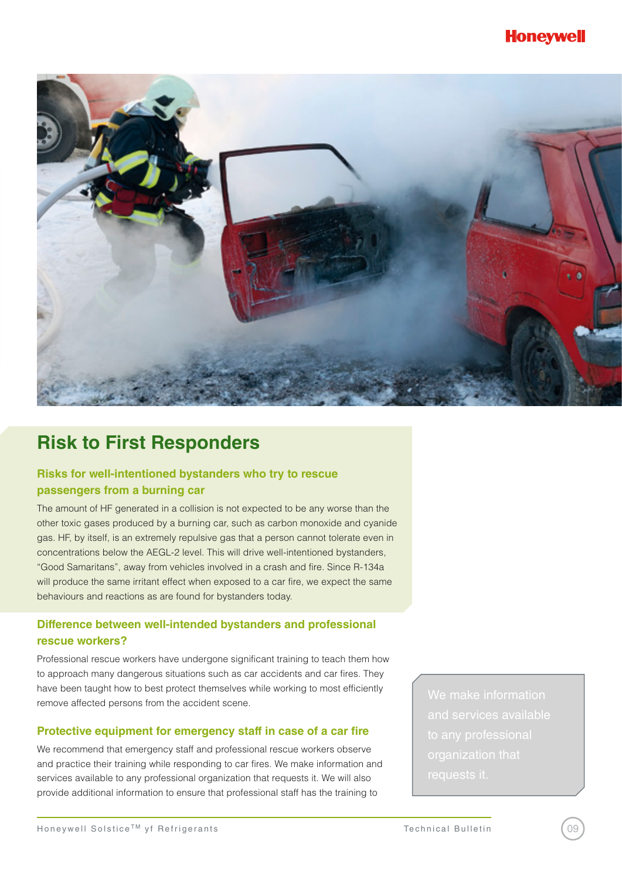## Risk to First Responders

### Risks for well-intentioned bystanders who try to rescue passengers from a burning car

The amount of HF generated in a collision is not expected to be any worse than the other toxic gases produced by a burning car, such as carbon monoxide and cyanide gas. HF, by itself, is an extremely repulsive gas that a person cannot tolerate even in concentrations below the AEGL-2 level. This will drive well-intentioned bystanders, "Good Samaritans", away from vehicles involved in a crash and fire. Since R-134a will produce the same irritant effect when exposed to a car fire, we expect the same behaviours and reactions as are found for bystanders today.

### Difference between well-intended bystanders and professional rescue workers?

Professional rescue workers have undergone significant training to teach them how to approach many dangerous situations such as car accidents and car fires. They have been taught how to best protect themselves while working to most efficiently remove affected persons from the accident scene.

### Protective equipment for emergency staff in case of a car fire

We recommend that emergency staff and professional rescue workers observe and practice their training while responding to car fires. We make information and services available to any professional organization that requests it. We will also provide additional information to ensure that professional staff has the training to

> We make information and services available to any professional organization that requests it.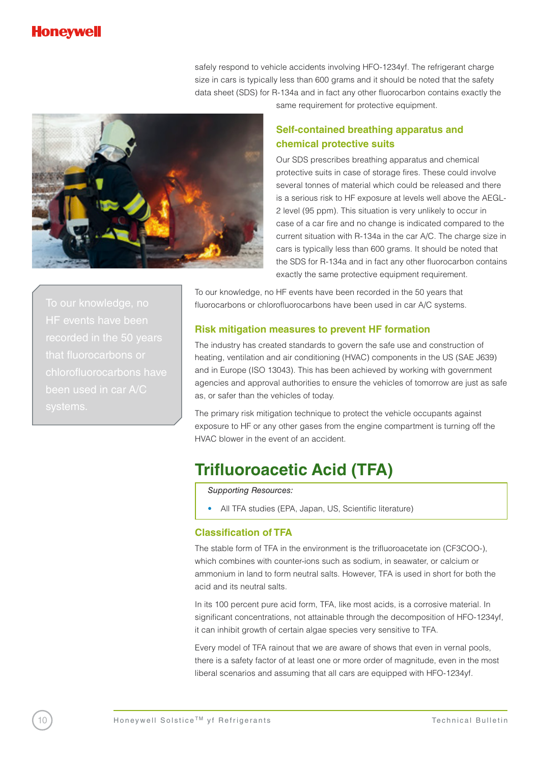safely respond to vehicle accidents involving HFO-1234yf. The refrigerant charge size in cars is typically less than 600 grams and it should be noted that the safety data sheet (SDS) for R-134a and in fact any other fluorocarbon contains exactly the same requirement for protective equipment.

### Self-contained breathing apparatus and chemical protective suits

Our SDS prescribes breathing apparatus and chemical protective suits in case of storage fires. These could involve several tonnes of material which could be released and there is a serious risk to HF exposure at levels well above the AEGL-2 level (95 ppm). This situation is very unlikely to occur in case of a car fire and no change is indicated compared to the current situation with R-134a in the car A/C. The charge size in cars is typically less than 600 grams. It should be noted that the SDS for R-134a and in fact any other fluorocarbon contains exactly the same protective equipment requirement.

> To our knowledge, no HF events have been recorded in the 50 years that fluorocarbons or chlorofluorocarbons have been used in car A/C systems.

To our knowledge, no HF events have been recorded in the 50 years that fluorocarbons or chlorofluorocarbons have been used in car A/C systems.

### Risk mitigation measures to prevent HF formation

The industry has created standards to govern the safe use and construction of heating, ventilation and air conditioning (HVAC) components in the US (SAE J639) and in Europe (ISO 13043). This has been achieved by working with government agencies and approval authorities to ensure the vehicles of tomorrow are just as safe as, or safer than the vehicles of today.

The primary risk mitigation technique to protect the vehicle occupants against exposure to HF or any other gases from the engine compartment is turning off the HVAC blower in the event of an accident.

## Trifluoroacetic Acid (TFA)

*Supporting Resources:*

- All TFA studies (EPA, Japan, US, Scientific literature)

### Classification of TFA

The stable form of TFA in the environment is the trifluoroacetate ion ($CF_3COO^-$), which combines with counter-ions such as sodium, in seawater, or calcium or ammonium in land to form neutral salts. However, TFA is used in short for both the acid and its neutral salts.

In its 100 percent pure acid form, TFA, like most acids, is a corrosive material. In significant concentrations, not attainable through the decomposition of HFO-1234yf, it can inhibit growth of certain algae species very sensitive to TFA.

Every model of TFA rainout that we are aware of shows that even in vernal pools, there is a safety factor of at least one or more order of magnitude, even in the most liberal scenarios and assuming that all cars are equipped with HFO-1234yf.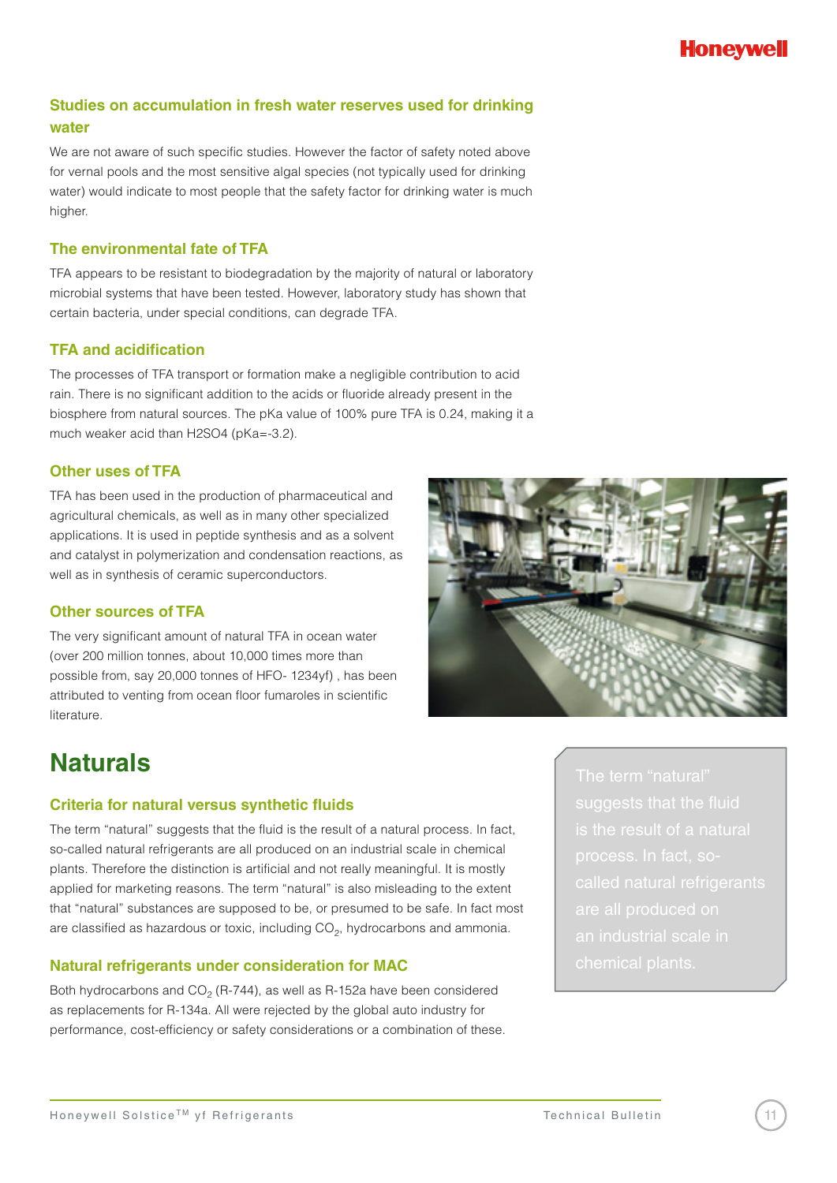### Studies on accumulation in fresh water reserves used for drinking water

We are not aware of such specific studies. However the factor of safety noted above for vernal pools and the most sensitive algal species (not typically used for drinking water) would indicate to most people that the safety factor for drinking water is much higher.

### The environmental fate of TFA

TFA appears to be resistant to biodegradation by the majority of natural or laboratory microbial systems that have been tested. However, laboratory study has shown that certain bacteria, under special conditions, can degrade TFA.

### TFA and acidification

The processes of TFA transport or formation make a negligible contribution to acid rain. There is no significant addition to the acids or fluoride already present in the biosphere from natural sources. The pKa value of 100% pure TFA is 0.24, making it a much weaker acid than $H_2SO_4$ (pKa=-3.2).

### Other uses of TFA

TFA has been used in the production of pharmaceutical and agricultural chemicals, as well as in many other specialized applications. It is used in peptide synthesis and as a solvent and catalyst in polymerization and condensation reactions, as well as in synthesis of ceramic superconductors.

### Other sources of TFA

The very significant amount of natural TFA in ocean water (over 200 million tonnes, about 10,000 times more than possible from, say 20,000 tonnes of HFO- 1234yf) , has been attributed to venting from ocean floor fumaroles in scientific literature.

## Naturals

### Criteria for natural versus synthetic fluids

The term "natural" suggests that the fluid is the result of a natural process. In fact, so-called natural refrigerants are all produced on an industrial scale in chemical plants. Therefore the distinction is artificial and not really meaningful. It is mostly applied for marketing reasons. The term "natural" is also misleading to the extent that "natural" substances are supposed to be, or presumed to be safe. In fact most are classified as hazardous or toxic, including $CO_2$, hydrocarbons and ammonia.

> The term "natural" suggests that the fluid is the result of a natural process. In fact, so-called natural refrigerants are all produced on an industrial scale in chemical plants.

### Natural refrigerants under consideration for MAC

Both hydrocarbons and $CO_2$ (R-744), as well as R-152a have been considered as replacements for R-134a. All were rejected by the global auto industry for performance, cost-efficiency or safety considerations or a combination of these.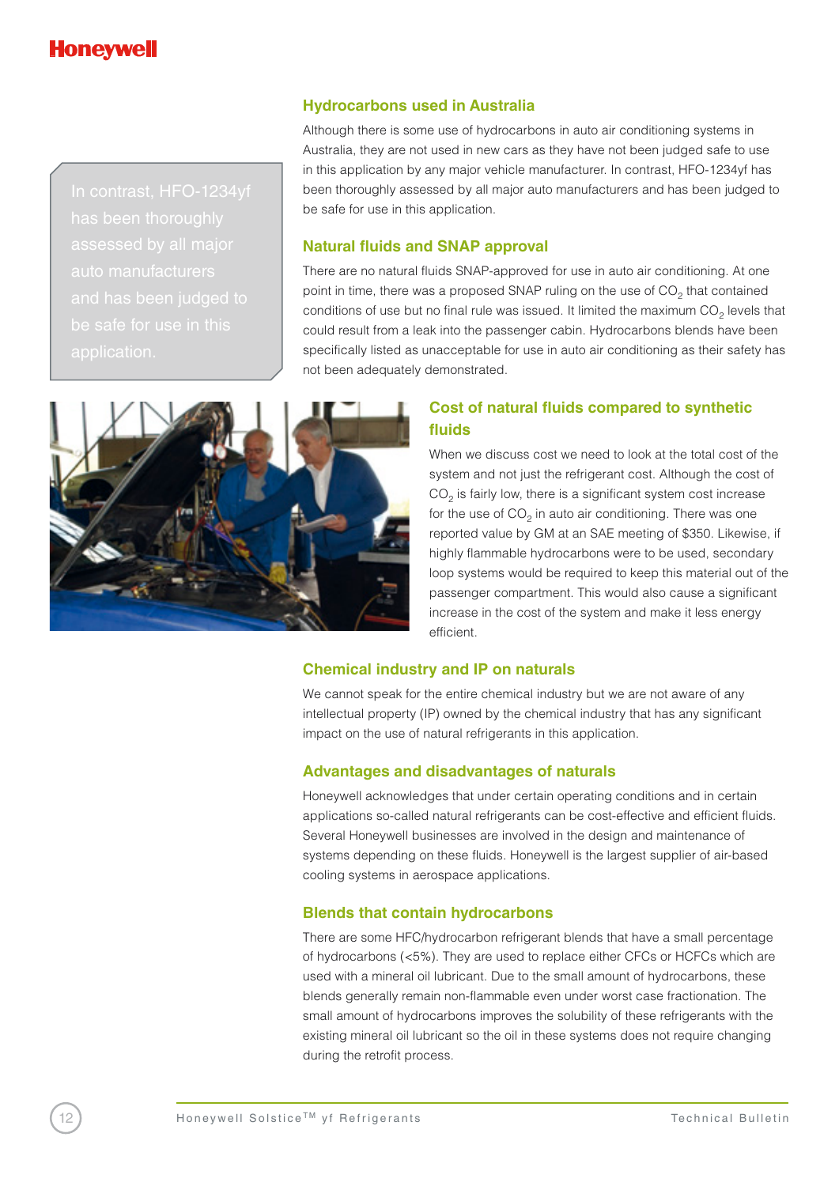> In contrast, HFO-1234yf has been thoroughly assessed by all major auto manufacturers and has been judged to be safe for use in this application.

## Hydrocarbons used in Australia

Although there is some use of hydrocarbons in auto air conditioning systems in Australia, they are not used in new cars as they have not been judged safe to use in this application by any major vehicle manufacturer. In contrast, HFO-1234yf has been thoroughly assessed by all major auto manufacturers and has been judged to be safe for use in this application.

## Natural fluids and SNAP approval

There are no natural fluids SNAP-approved for use in auto air conditioning. At one point in time, there was a proposed SNAP ruling on the use of $CO_2$ that contained conditions of use but no final rule was issued. It limited the maximum $CO_2$ levels that could result from a leak into the passenger cabin. Hydrocarbons blends have been specifically listed as unacceptable for use in auto air conditioning as their safety has not been adequately demonstrated.

## Cost of natural fluids compared to synthetic fluids

When we discuss cost we need to look at the total cost of the system and not just the refrigerant cost. Although the cost of $CO_2$ is fairly low, there is a significant system cost increase for the use of $CO_2$ in auto air conditioning. There was one reported value by GM at an SAE meeting of $350. Likewise, if highly flammable hydrocarbons were to be used, secondary loop systems would be required to keep this material out of the passenger compartment. This would also cause a significant increase in the cost of the system and make it less energy efficient.

## Chemical industry and IP on naturals

We cannot speak for the entire chemical industry but we are not aware of any intellectual property (IP) owned by the chemical industry that has any significant impact on the use of natural refrigerants in this application.

## Advantages and disadvantages of naturals

Honeywell acknowledges that under certain operating conditions and in certain applications so-called natural refrigerants can be cost-effective and efficient fluids. Several Honeywell businesses are involved in the design and maintenance of systems depending on these fluids. Honeywell is the largest supplier of air-based cooling systems in aerospace applications.

## Blends that contain hydrocarbons

There are some HFC/hydrocarbon refrigerant blends that have a small percentage of hydrocarbons (<5%). They are used to replace either CFCs or HCFCs which are used with a mineral oil lubricant. Due to the small amount of hydrocarbons, these blends generally remain non-flammable even under worst case fractionation. The small amount of hydrocarbons improves the solubility of these refrigerants with the existing mineral oil lubricant so the oil in these systems does not require changing during the retrofit process.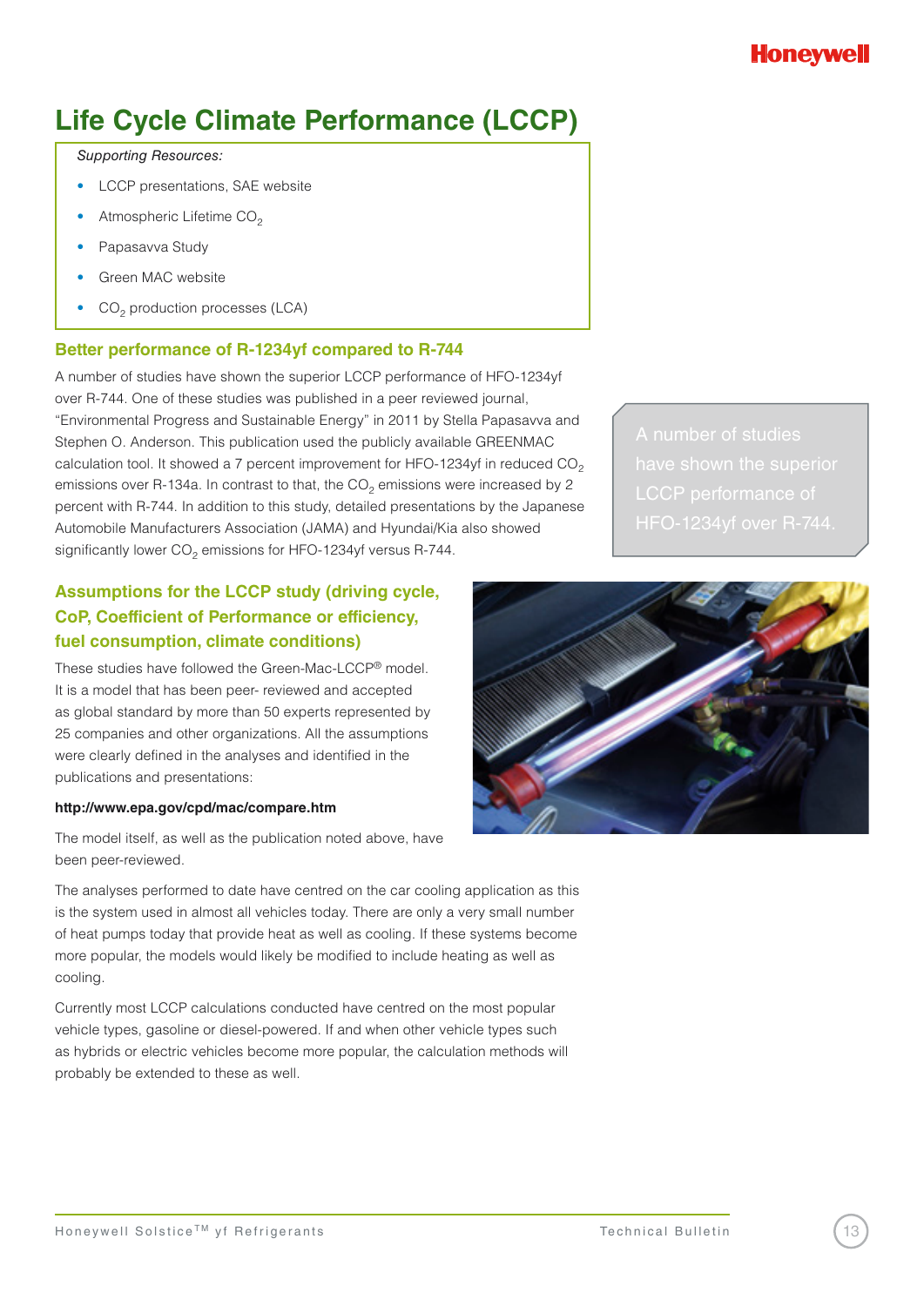# Life Cycle Climate Performance (LCCP)

*Supporting Resources:*

- LCCP presentations, SAE website
- Atmospheric Lifetime $CO_2$
- Papasavva Study
- Green MAC website
- $CO_2$ production processes (LCA)

## Better performance of R-1234yf compared to R-744

A number of studies have shown the superior LCCP performance of HFO-1234yf over R-744. One of these studies was published in a peer reviewed journal, "Environmental Progress and Sustainable Energy" in 2011 by Stella Papasavva and Stephen O. Anderson. This publication used the publicly available GREENMAC calculation tool. It showed a 7 percent improvement for HFO-1234yf in reduced $CO_2$ emissions over R-134a. In contrast to that, the $CO_2$ emissions were increased by 2 percent with R-744. In addition to this study, detailed presentations by the Japanese Automobile Manufacturers Association (JAMA) and Hyundai/Kia also showed significantly lower $CO_2$ emissions for HFO-1234yf versus R-744.

A number of studies have shown the superior LCCP performance of HFO-1234yf over R-744.

## Assumptions for the LCCP study (driving cycle, CoP, Coefficient of Performance or efficiency, fuel consumption, climate conditions)

These studies have followed the Green-Mac-LCCP® model. It is a model that has been peer- reviewed and accepted as global standard by more than 50 experts represented by 25 companies and other organizations. All the assumptions were clearly defined in the analyses and identified in the publications and presentations:

**http://www.epa.gov/cpd/mac/compare.htm**

The model itself, as well as the publication noted above, have been peer-reviewed.

The analyses performed to date have centred on the car cooling application as this is the system used in almost all vehicles today. There are only a very small number of heat pumps today that provide heat as well as cooling. If these systems become more popular, the models would likely be modified to include heating as well as cooling.

Currently most LCCP calculations conducted have centred on the most popular vehicle types, gasoline or diesel-powered. If and when other vehicle types such as hybrids or electric vehicles become more popular, the calculation methods will probably be extended to these as well.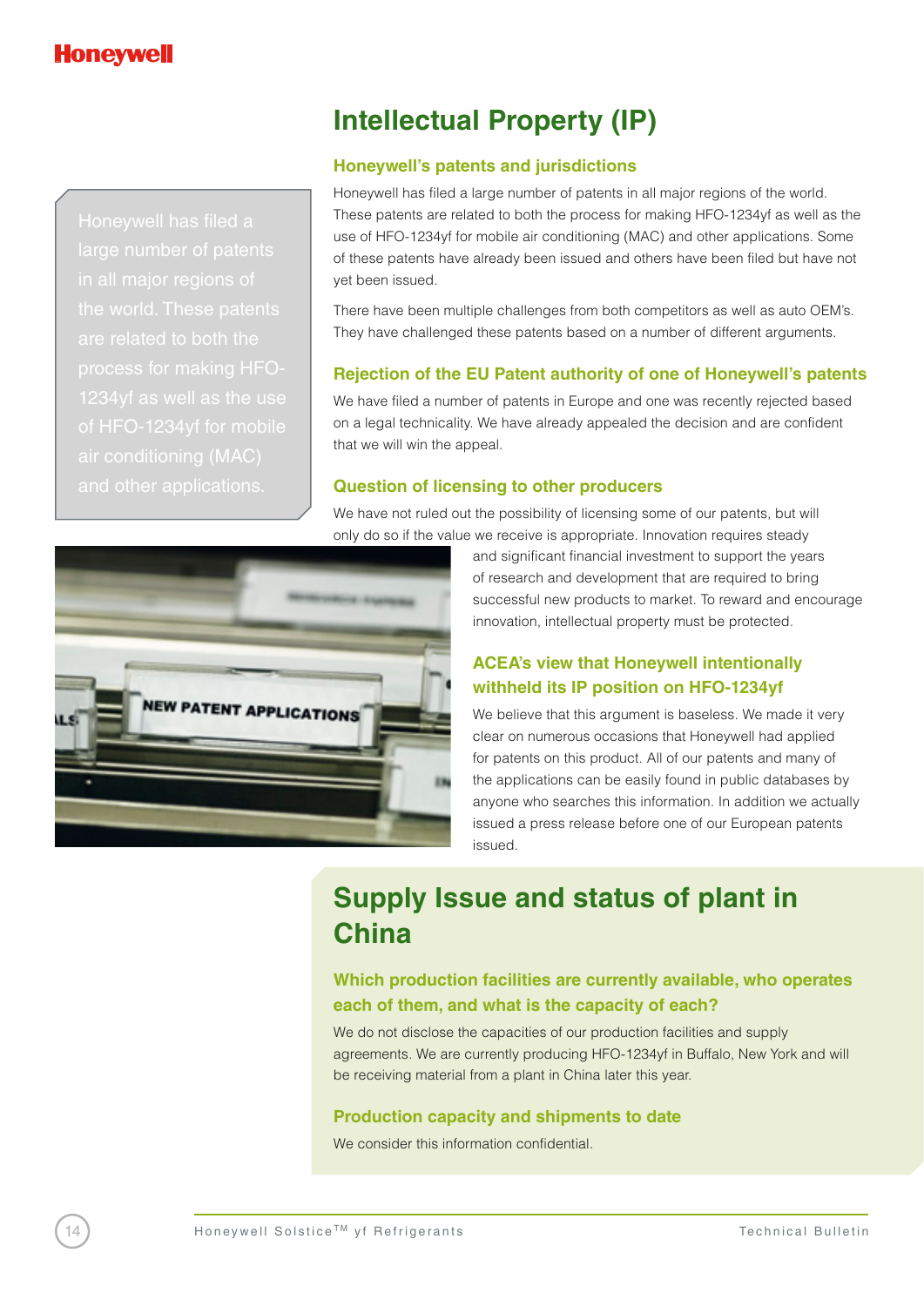# Intellectual Property (IP)

> Honeywell has filed a large number of patents in all major regions of the world. These patents are related to both the process for making HFO-1234yf as well as the use of HFO-1234yf for mobile air conditioning (MAC) and other applications.

### Honeywell's patents and jurisdictions

Honeywell has filed a large number of patents in all major regions of the world. These patents are related to both the process for making HFO-1234yf as well as the use of HFO-1234yf for mobile air conditioning (MAC) and other applications. Some of these patents have already been issued and others have been filed but have not yet been issued.

There have been multiple challenges from both competitors as well as auto OEM's. They have challenged these patents based on a number of different arguments.

### Rejection of the EU Patent authority of one of Honeywell's patents

We have filed a number of patents in Europe and one was recently rejected based on a legal technicality. We have already appealed the decision and are confident that we will win the appeal.

### Question of licensing to other producers

We have not ruled out the possibility of licensing some of our patents, but will only do so if the value we receive is appropriate. Innovation requires steady and significant financial investment to support the years of research and development that are required to bring successful new products to market. To reward and encourage innovation, intellectual property must be protected.

### ACEA's view that Honeywell intentionally withheld its IP position on HFO-1234yf

We believe that this argument is baseless. We made it very clear on numerous occasions that Honeywell had applied for patents on this product. All of our patents and many of the applications can be easily found in public databases by anyone who searches this information. In addition we actually issued a press release before one of our European patents issued.

# Supply Issue and status of plant in China

### Which production facilities are currently available, who operates each of them, and what is the capacity of each?

We do not disclose the capacities of our production facilities and supply agreements. We are currently producing HFO-1234yf in Buffalo, New York and will be receiving material from a plant in China later this year.

### Production capacity and shipments to date

We consider this information confidential.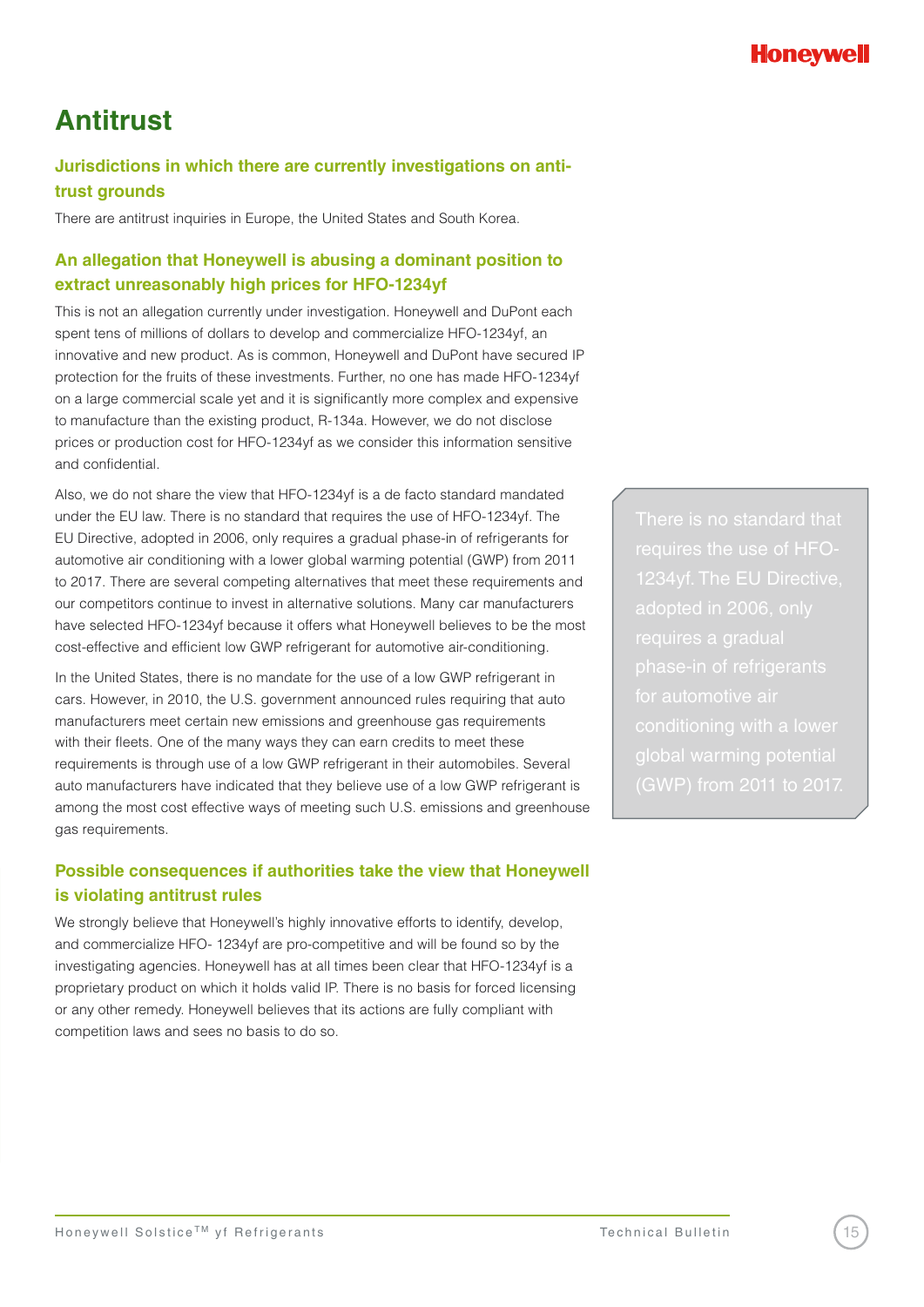# Antitrust

## Jurisdictions in which there are currently investigations on anti-trust grounds

There are antitrust inquiries in Europe, the United States and South Korea.

## An allegation that Honeywell is abusing a dominant position to extract unreasonably high prices for HFO-1234yf

This is not an allegation currently under investigation. Honeywell and DuPont each spent tens of millions of dollars to develop and commercialize HFO-1234yf, an innovative and new product. As is common, Honeywell and DuPont have secured IP protection for the fruits of these investments. Further, no one has made HFO-1234yf on a large commercial scale yet and it is significantly more complex and expensive to manufacture than the existing product, R-134a. However, we do not disclose prices or production cost for HFO-1234yf as we consider this information sensitive and confidential.

Also, we do not share the view that HFO-1234yf is a de facto standard mandated under the EU law. There is no standard that requires the use of HFO-1234yf. The EU Directive, adopted in 2006, only requires a gradual phase-in of refrigerants for automotive air conditioning with a lower global warming potential (GWP) from 2011 to 2017. There are several competing alternatives that meet these requirements and our competitors continue to invest in alternative solutions. Many car manufacturers have selected HFO-1234yf because it offers what Honeywell believes to be the most cost-effective and efficient low GWP refrigerant for automotive air-conditioning.

> There is no standard that requires the use of HFO-1234yf. The EU Directive, adopted in 2006, only requires a gradual phase-in of refrigerants for automotive air conditioning with a lower global warming potential (GWP) from 2011 to 2017.

In the United States, there is no mandate for the use of a low GWP refrigerant in cars. However, in 2010, the U.S. government announced rules requiring that auto manufacturers meet certain new emissions and greenhouse gas requirements with their fleets. One of the many ways they can earn credits to meet these requirements is through use of a low GWP refrigerant in their automobiles. Several auto manufacturers have indicated that they believe use of a low GWP refrigerant is among the most cost effective ways of meeting such U.S. emissions and greenhouse gas requirements.

## Possible consequences if authorities take the view that Honeywell is violating antitrust rules

We strongly believe that Honeywell's highly innovative efforts to identify, develop, and commercialize HFO- 1234yf are pro-competitive and will be found so by the investigating agencies. Honeywell has at all times been clear that HFO-1234yf is a proprietary product on which it holds valid IP. There is no basis for forced licensing or any other remedy. Honeywell believes that its actions are fully compliant with competition laws and sees no basis to do so.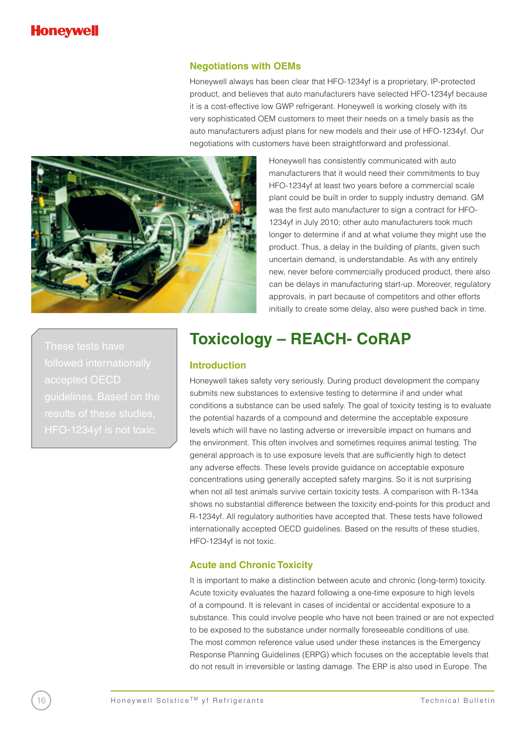## Negotiations with OEMs

Honeywell always has been clear that HFO-1234yf is a proprietary, IP-protected product, and believes that auto manufacturers have selected HFO-1234yf because it is a cost-effective low GWP refrigerant. Honeywell is working closely with its very sophisticated OEM customers to meet their needs on a timely basis as the auto manufacturers adjust plans for new models and their use of HFO-1234yf. Our negotiations with customers have been straightforward and professional.

Honeywell has consistently communicated with auto manufacturers that it would need their commitments to buy HFO-1234yf at least two years before a commercial scale plant could be built in order to supply industry demand. GM was the first auto manufacturer to sign a contract for HFO-1234yf in July 2010; other auto manufacturers took much longer to determine if and at what volume they might use the product. Thus, a delay in the building of plants, given such uncertain demand, is understandable. As with any entirely new, never before commercially produced product, there also can be delays in manufacturing start-up. Moreover, regulatory approvals, in part because of competitors and other efforts initially to create some delay, also were pushed back in time.

# Toxicology – REACH- CoRAP

> These tests have followed internationally accepted OECD guidelines. Based on the results of these studies, HFO-1234yf is not toxic.

## Introduction

Honeywell takes safety very seriously. During product development the company submits new substances to extensive testing to determine if and under what conditions a substance can be used safely. The goal of toxicity testing is to evaluate the potential hazards of a compound and determine the acceptable exposure levels which will have no lasting adverse or irreversible impact on humans and the environment. This often involves and sometimes requires animal testing. The general approach is to use exposure levels that are sufficiently high to detect any adverse effects. These levels provide guidance on acceptable exposure concentrations using generally accepted safety margins. So it is not surprising when not all test animals survive certain toxicity tests. A comparison with R-134a shows no substantial difference between the toxicity end-points for this product and R-1234yf. All regulatory authorities have accepted that. These tests have followed internationally accepted OECD guidelines. Based on the results of these studies, HFO-1234yf is not toxic.

## Acute and Chronic Toxicity

It is important to make a distinction between acute and chronic (long-term) toxicity. Acute toxicity evaluates the hazard following a one-time exposure to high levels of a compound. It is relevant in cases of incidental or accidental exposure to a substance. This could involve people who have not been trained or are not expected to be exposed to the substance under normally foreseeable conditions of use. The most common reference value used under these instances is the Emergency Response Planning Guidelines (ERPG) which focuses on the acceptable levels that do not result in irreversible or lasting damage. The ERP is also used in Europe. The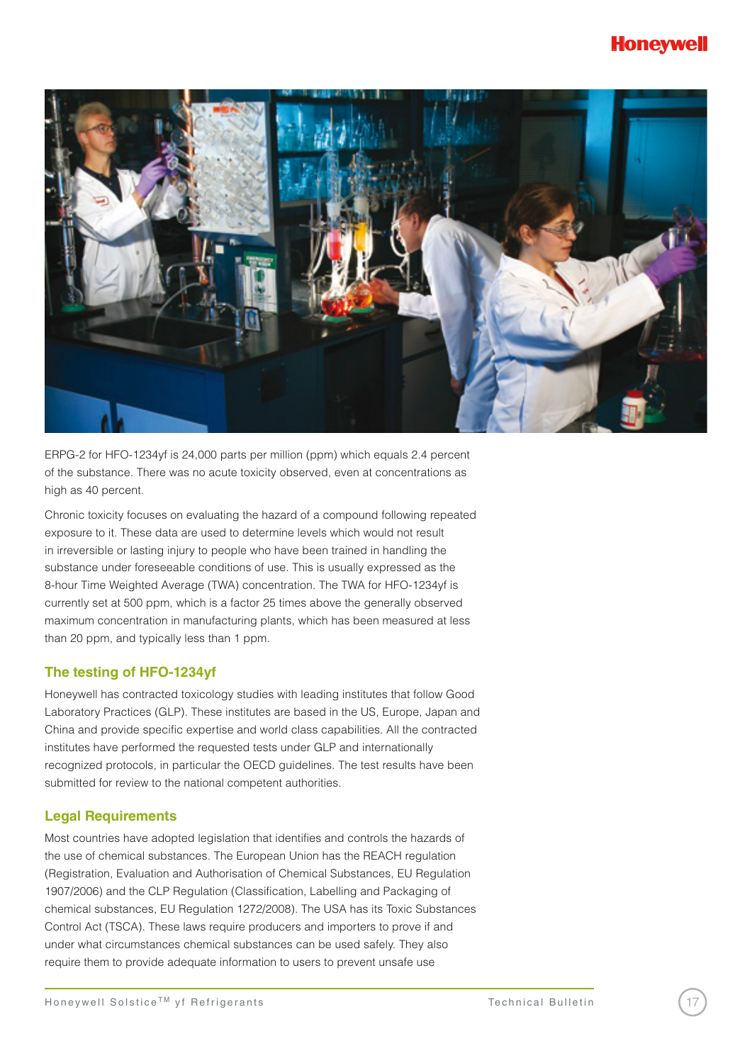ERPG-2 for HFO-1234yf is 24,000 parts per million (ppm) which equals 2.4 percent of the substance. There was no acute toxicity observed, even at concentrations as high as 40 percent.

Chronic toxicity focuses on evaluating the hazard of a compound following repeated exposure to it. These data are used to determine levels which would not result in irreversible or lasting injury to people who have been trained in handling the substance under foreseeable conditions of use. This is usually expressed as the 8-hour Time Weighted Average (TWA) concentration. The TWA for HFO-1234yf is currently set at 500 ppm, which is a factor 25 times above the generally observed maximum concentration in manufacturing plants, which has been measured at less than 20 ppm, and typically less than 1 ppm.

## The testing of HFO-1234yf

Honeywell has contracted toxicology studies with leading institutes that follow Good Laboratory Practices (GLP). These institutes are based in the US, Europe, Japan and China and provide specific expertise and world class capabilities. All the contracted institutes have performed the requested tests under GLP and internationally recognized protocols, in particular the OECD guidelines. The test results have been submitted for review to the national competent authorities.

## Legal Requirements

Most countries have adopted legislation that identifies and controls the hazards of the use of chemical substances. The European Union has the REACH regulation (Registration, Evaluation and Authorisation of Chemical Substances, EU Regulation 1907/2006) and the CLP Regulation (Classification, Labelling and Packaging of chemical substances, EU Regulation 1272/2008). The USA has its Toxic Substances Control Act (TSCA). These laws require producers and importers to prove if and under what circumstances chemical substances can be used safely. They also require them to provide adequate information to users to prevent unsafe use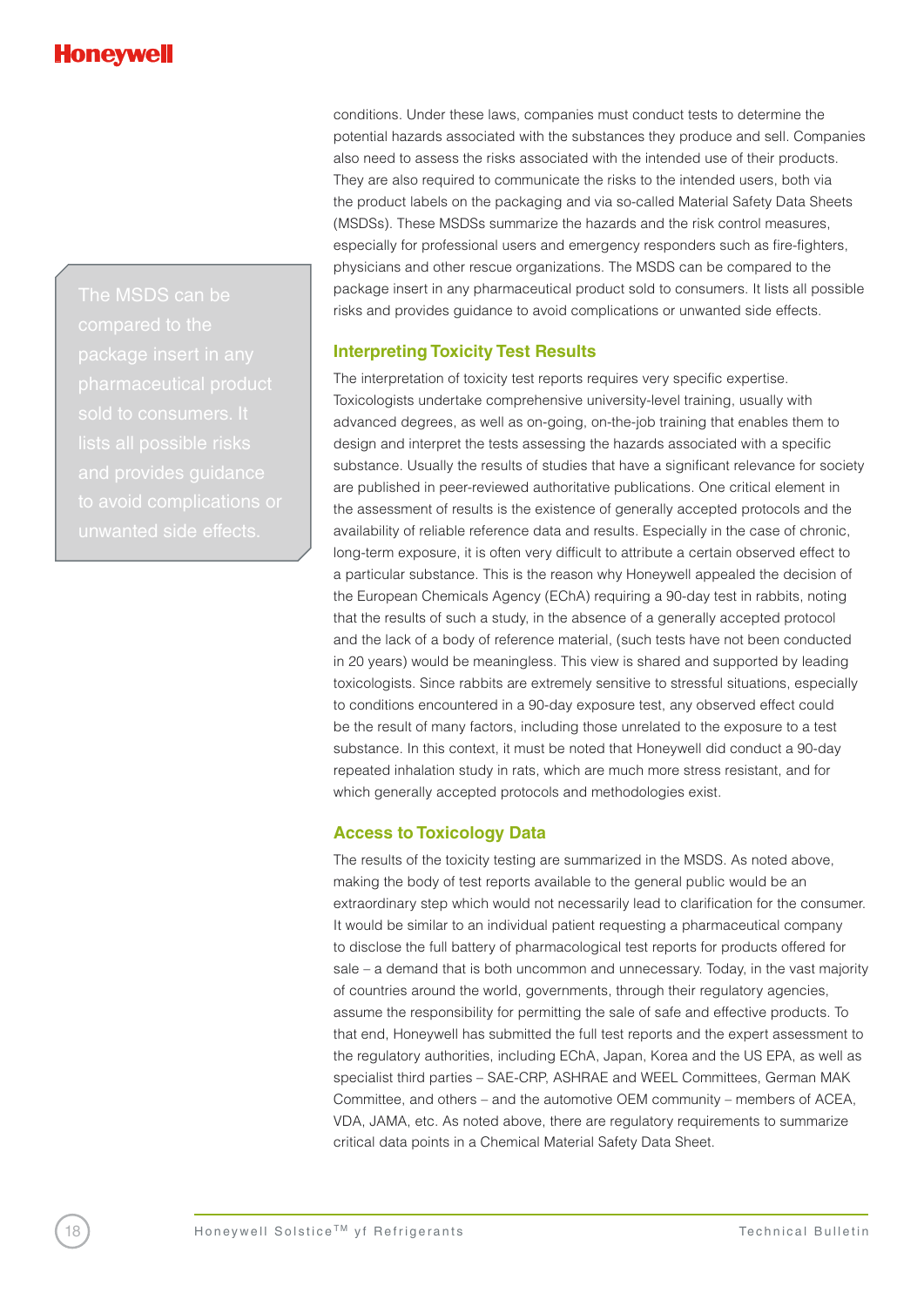conditions. Under these laws, companies must conduct tests to determine the potential hazards associated with the substances they produce and sell. Companies also need to assess the risks associated with the intended use of their products. They are also required to communicate the risks to the intended users, both via the product labels on the packaging and via so-called Material Safety Data Sheets (MSDSs). These MSDSs summarize the hazards and the risk control measures, especially for professional users and emergency responders such as fire-fighters, physicians and other rescue organizations. The MSDS can be compared to the package insert in any pharmaceutical product sold to consumers. It lists all possible risks and provides guidance to avoid complications or unwanted side effects.

> The MSDS can be compared to the package insert in any pharmaceutical product sold to consumers. It lists all possible risks and provides guidance to avoid complications or unwanted side effects.

## Interpreting Toxicity Test Results

The interpretation of toxicity test reports requires very specific expertise. Toxicologists undertake comprehensive university-level training, usually with advanced degrees, as well as on-going, on-the-job training that enables them to design and interpret the tests assessing the hazards associated with a specific substance. Usually the results of studies that have a significant relevance for society are published in peer-reviewed authoritative publications. One critical element in the assessment of results is the existence of generally accepted protocols and the availability of reliable reference data and results. Especially in the case of chronic, long-term exposure, it is often very difficult to attribute a certain observed effect to a particular substance. This is the reason why Honeywell appealed the decision of the European Chemicals Agency (EChA) requiring a 90-day test in rabbits, noting that the results of such a study, in the absence of a generally accepted protocol and the lack of a body of reference material, (such tests have not been conducted in 20 years) would be meaningless. This view is shared and supported by leading toxicologists. Since rabbits are extremely sensitive to stressful situations, especially to conditions encountered in a 90-day exposure test, any observed effect could be the result of many factors, including those unrelated to the exposure to a test substance. In this context, it must be noted that Honeywell did conduct a 90-day repeated inhalation study in rats, which are much more stress resistant, and for which generally accepted protocols and methodologies exist.

## Access to Toxicology Data

The results of the toxicity testing are summarized in the MSDS. As noted above, making the body of test reports available to the general public would be an extraordinary step which would not necessarily lead to clarification for the consumer. It would be similar to an individual patient requesting a pharmaceutical company to disclose the full battery of pharmacological test reports for products offered for sale – a demand that is both uncommon and unnecessary. Today, in the vast majority of countries around the world, governments, through their regulatory agencies, assume the responsibility for permitting the sale of safe and effective products. To that end, Honeywell has submitted the full test reports and the expert assessment to the regulatory authorities, including EChA, Japan, Korea and the US EPA, as well as specialist third parties – SAE-CRP, ASHRAE and WEEL Committees, German MAK Committee, and others – and the automotive OEM community – members of ACEA, VDA, JAMA, etc. As noted above, there are regulatory requirements to summarize critical data points in a Chemical Material Safety Data Sheet.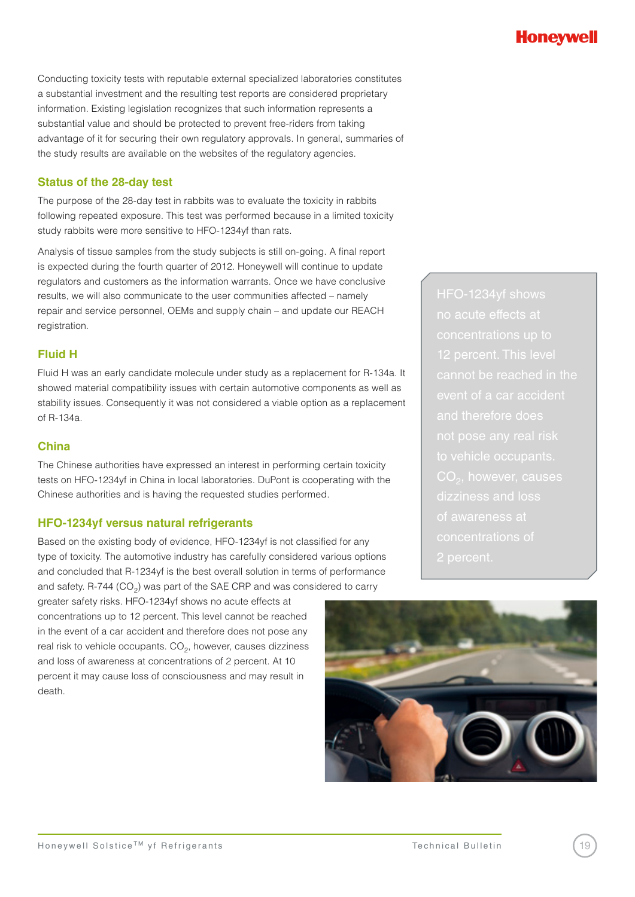Conducting toxicity tests with reputable external specialized laboratories constitutes a substantial investment and the resulting test reports are considered proprietary information. Existing legislation recognizes that such information represents a substantial value and should be protected to prevent free-riders from taking advantage of it for securing their own regulatory approvals. In general, summaries of the study results are available on the websites of the regulatory agencies.

### Status of the 28-day test

The purpose of the 28-day test in rabbits was to evaluate the toxicity in rabbits following repeated exposure. This test was performed because in a limited toxicity study rabbits were more sensitive to HFO-1234yf than rats.

Analysis of tissue samples from the study subjects is still on-going. A final report is expected during the fourth quarter of 2012. Honeywell will continue to update regulators and customers as the information warrants. Once we have conclusive results, we will also communicate to the user communities affected – namely repair and service personnel, OEMs and supply chain – and update our REACH registration.

### Fluid H

Fluid H was an early candidate molecule under study as a replacement for R-134a. It showed material compatibility issues with certain automotive components as well as stability issues. Consequently it was not considered a viable option as a replacement of R-134a.

### China

The Chinese authorities have expressed an interest in performing certain toxicity tests on HFO-1234yf in China in local laboratories. DuPont is cooperating with the Chinese authorities and is having the requested studies performed.

### HFO-1234yf versus natural refrigerants

Based on the existing body of evidence, HFO-1234yf is not classified for any type of toxicity. The automotive industry has carefully considered various options and concluded that R-1234yf is the best overall solution in terms of performance and safety. R-744 ($CO_2$) was part of the SAE CRP and was considered to carry greater safety risks. HFO-1234yf shows no acute effects at concentrations up to 12 percent. This level cannot be reached in the event of a car accident and therefore does not pose any real risk to vehicle occupants. $CO_2$, however, causes dizziness and loss of awareness at concentrations of 2 percent. At 10 percent it may cause loss of consciousness and may result in death.

> HFO-1234yf shows no acute effects at concentrations up to 12 percent. This level cannot be reached in the event of a car accident and therefore does not pose any real risk to vehicle occupants. $CO_2$, however, causes dizziness and loss of awareness at concentrations of 2 percent.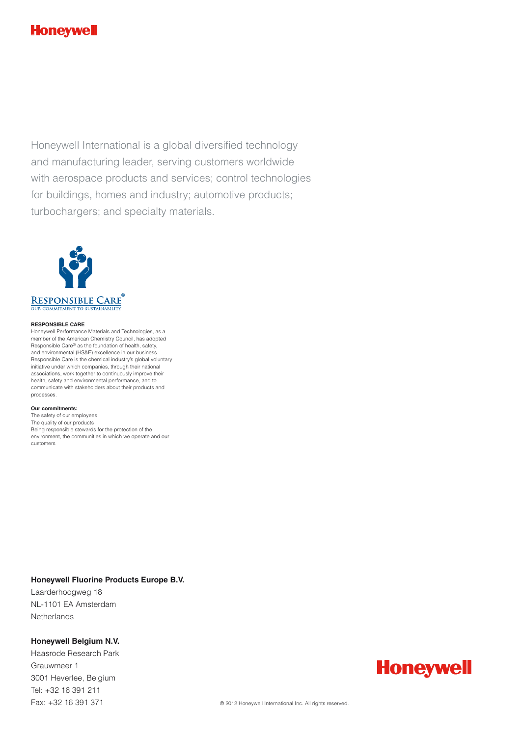Honeywell International is a global diversified technology and manufacturing leader, serving customers worldwide with aerospace products and services; control technologies for buildings, homes and industry; automotive products; turbochargers; and specialty materials.

RESPONSIBLE CARE®
OUR COMMITMENT TO SUSTAINABILITY

**RESPONSIBLE CARE**

Honeywell Performance Materials and Technologies, as a member of the American Chemistry Council, has adopted Responsible Care® as the foundation of health, safety, and environmental (HS&E) excellence in our business. Responsible Care is the chemical industry's global voluntary initiative under which companies, through their national associations, work together to continuously improve their health, safety and environmental performance, and to communicate with stakeholders about their products and processes.

**Our commitments:**

The safety of our employees
The quality of our products
Being responsible stewards for the protection of the environment, the communities in which we operate and our customers

**Honeywell Fluorine Products Europe B.V.**
Laarderhoogweg 18
NL-1101 EA Amsterdam
Netherlands

**Honeywell Belgium N.V.**
Haasrode Research Park
Grauwmeer 1
3001 Heverlee, Belgium
Tel: +32 16 391 211
Fax: +32 16 391 371

© 2012 Honeywell International Inc. All rights reserved.